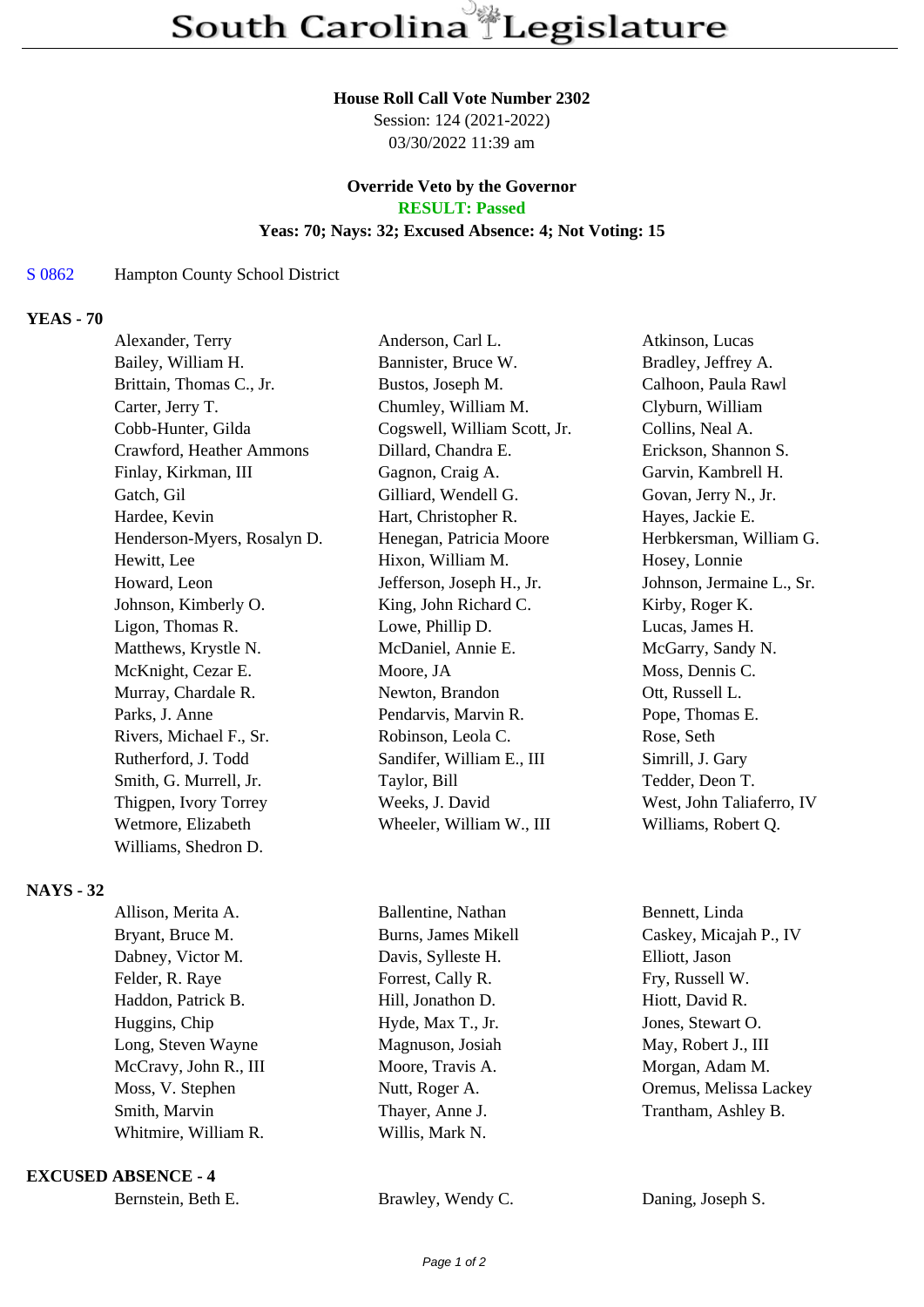# South Carolina Legislature

**House Roll Call Vote Number 2302**
Session: 124 (2021-2022)
03/30/2022 11:39 am

**Override Veto by the Governor**
**RESULT: Passed**
**Yeas: 70; Nays: 32; Excused Absence: 4; Not Voting: 15**

S 0862 Hampton County School District

## YEAS - 70

| | | |
|---|---|---|
| Alexander, Terry | Anderson, Carl L. | Atkinson, Lucas |
| Bailey, William H. | Bannister, Bruce W. | Bradley, Jeffrey A. |
| Brittain, Thomas C., Jr. | Bustos, Joseph M. | Calhoon, Paula Rawl |
| Carter, Jerry T. | Chumley, William M. | Clyburn, William |
| Cobb-Hunter, Gilda | Cogswell, William Scott, Jr. | Collins, Neal A. |
| Crawford, Heather Ammons | Dillard, Chandra E. | Erickson, Shannon S. |
| Finlay, Kirkman, III | Gagnon, Craig A. | Garvin, Kambrell H. |
| Gatch, Gil | Gilliard, Wendell G. | Govan, Jerry N., Jr. |
| Hardee, Kevin | Hart, Christopher R. | Hayes, Jackie E. |
| Henderson-Myers, Rosalyn D. | Henegan, Patricia Moore | Herbkersman, William G. |
| Hewitt, Lee | Hixon, William M. | Hosey, Lonnie |
| Howard, Leon | Jefferson, Joseph H., Jr. | Johnson, Jermaine L., Sr. |
| Johnson, Kimberly O. | King, John Richard C. | Kirby, Roger K. |
| Ligon, Thomas R. | Lowe, Phillip D. | Lucas, James H. |
| Matthews, Krystle N. | McDaniel, Annie E. | McGarry, Sandy N. |
| McKnight, Cezar E. | Moore, JA | Moss, Dennis C. |
| Murray, Chardale R. | Newton, Brandon | Ott, Russell L. |
| Parks, J. Anne | Pendarvis, Marvin R. | Pope, Thomas E. |
| Rivers, Michael F., Sr. | Robinson, Leola C. | Rose, Seth |
| Rutherford, J. Todd | Sandifer, William E., III | Simrill, J. Gary |
| Smith, G. Murrell, Jr. | Taylor, Bill | Tedder, Deon T. |
| Thigpen, Ivory Torrey | Weeks, J. David | West, John Taliaferro, IV |
| Wetmore, Elizabeth | Wheeler, William W., III | Williams, Robert Q. |
| Williams, Shedron D. | | |

## NAYS - 32

| | | |
|---|---|---|
| Allison, Merita A. | Ballentine, Nathan | Bennett, Linda |
| Bryant, Bruce M. | Burns, James Mikell | Caskey, Micajah P., IV |
| Dabney, Victor M. | Davis, Sylleste H. | Elliott, Jason |
| Felder, R. Raye | Forrest, Cally R. | Fry, Russell W. |
| Haddon, Patrick B. | Hill, Jonathon D. | Hiott, David R. |
| Huggins, Chip | Hyde, Max T., Jr. | Jones, Stewart O. |
| Long, Steven Wayne | Magnuson, Josiah | May, Robert J., III |
| McCravy, John R., III | Moore, Travis A. | Morgan, Adam M. |
| Moss, V. Stephen | Nutt, Roger A. | Oremus, Melissa Lackey |
| Smith, Marvin | Thayer, Anne J. | Trantham, Ashley B. |
| Whitmire, William R. | Willis, Mark N. | |

## EXCUSED ABSENCE - 4

| | | |
|---|---|---|
| Bernstein, Beth E. | Brawley, Wendy C. | Daning, Joseph S. |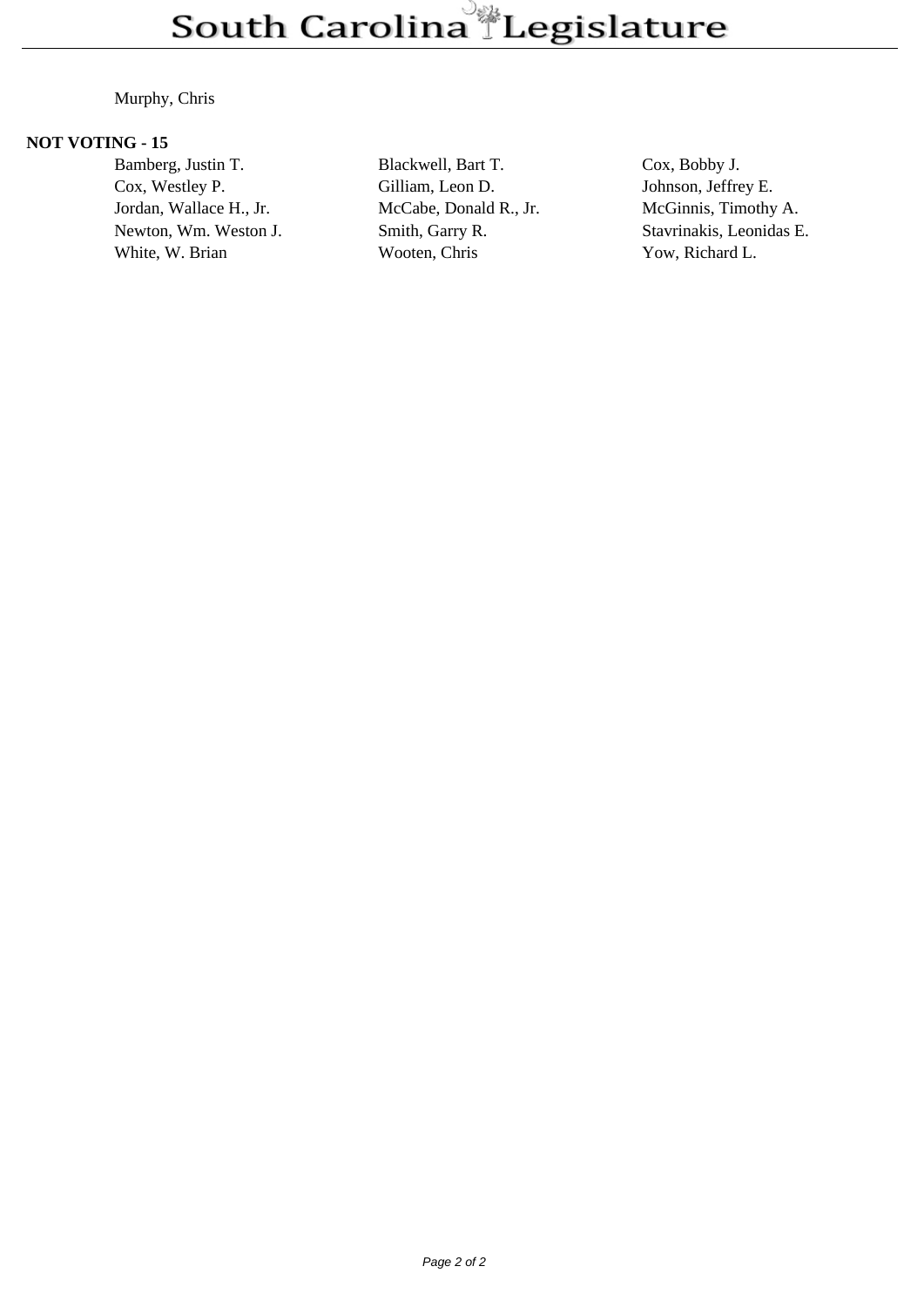Murphy, Chris

**NOT VOTING - 15**

| | | |
|---|---|---|
| Bamberg, Justin T. | Blackwell, Bart T. | Cox, Bobby J. |
| Cox, Westley P. | Gilliam, Leon D. | Johnson, Jeffrey E. |
| Jordan, Wallace H., Jr. | McCabe, Donald R., Jr. | McGinnis, Timothy A. |
| Newton, Wm. Weston J. | Smith, Garry R. | Stavrinakis, Leonidas E. |
| White, W. Brian | Wooten, Chris | Yow, Richard L. |